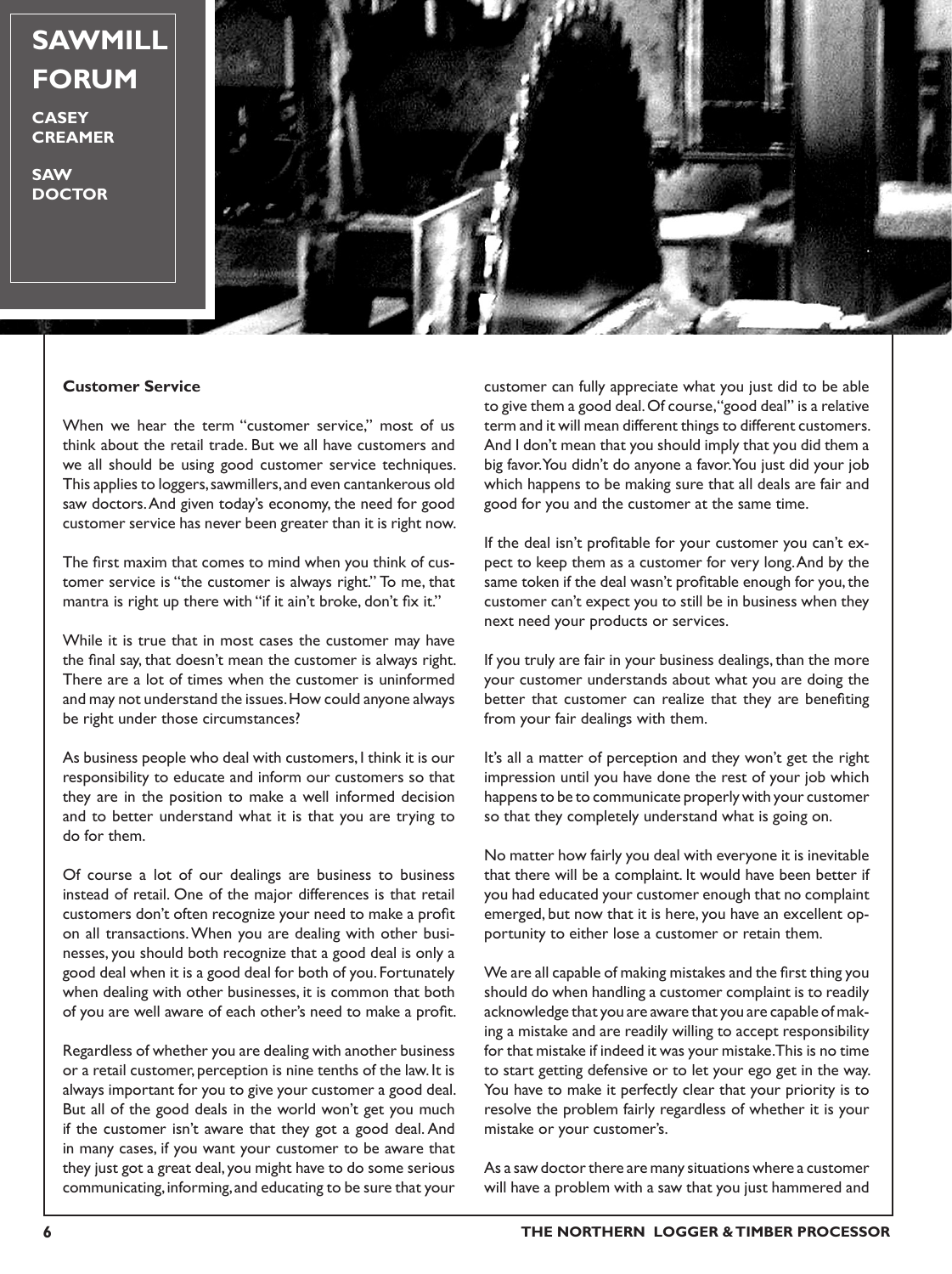# SAWMILL FORUM

**CASEY CREAMER**

**SAW DOCTOR**

**Customer Service**

When we hear the term "customer service," most of us think about the retail trade. But we all have customers and we all should be using good customer service techniques. This applies to loggers, sawmillers, and even cantankerous old saw doctors. And given today's economy, the need for good customer service has never been greater than it is right now.

The first maxim that comes to mind when you think of customer service is "the customer is always right." To me, that mantra is right up there with "if it ain't broke, don't fix it."

While it is true that in most cases the customer may have the final say, that doesn't mean the customer is always right. There are a lot of times when the customer is uninformed and may not understand the issues. How could anyone always be right under those circumstances?

As business people who deal with customers, I think it is our responsibility to educate and inform our customers so that they are in the position to make a well informed decision and to better understand what it is that you are trying to do for them.

Of course a lot of our dealings are business to business instead of retail. One of the major differences is that retail customers don't often recognize your need to make a profit on all transactions. When you are dealing with other businesses, you should both recognize that a good deal is only a good deal when it is a good deal for both of you. Fortunately when dealing with other businesses, it is common that both of you are well aware of each other's need to make a profit.

Regardless of whether you are dealing with another business or a retail customer, perception is nine tenths of the law. It is always important for you to give your customer a good deal. But all of the good deals in the world won't get you much if the customer isn't aware that they got a good deal. And in many cases, if you want your customer to be aware that they just got a great deal, you might have to do some serious communicating, informing, and educating to be sure that your customer can fully appreciate what you just did to be able to give them a good deal. Of course, "good deal" is a relative term and it will mean different things to different customers. And I don't mean that you should imply that you did them a big favor. You didn't do anyone a favor. You just did your job which happens to be making sure that all deals are fair and good for you and the customer at the same time.

If the deal isn't profitable for your customer you can't expect to keep them as a customer for very long. And by the same token if the deal wasn't profitable enough for you, the customer can't expect you to still be in business when they next need your products or services.

If you truly are fair in your business dealings, than the more your customer understands about what you are doing the better that customer can realize that they are benefiting from your fair dealings with them.

It's all a matter of perception and they won't get the right impression until you have done the rest of your job which happens to be to communicate properly with your customer so that they completely understand what is going on.

No matter how fairly you deal with everyone it is inevitable that there will be a complaint. It would have been better if you had educated your customer enough that no complaint emerged, but now that it is here, you have an excellent opportunity to either lose a customer or retain them.

We are all capable of making mistakes and the first thing you should do when handling a customer complaint is to readily acknowledge that you are aware that you are capable of making a mistake and are readily willing to accept responsibility for that mistake if indeed it was your mistake. This is no time to start getting defensive or to let your ego get in the way. You have to make it perfectly clear that your priority is to resolve the problem fairly regardless of whether it is your mistake or your customer's.

As a saw doctor there are many situations where a customer will have a problem with a saw that you just hammered and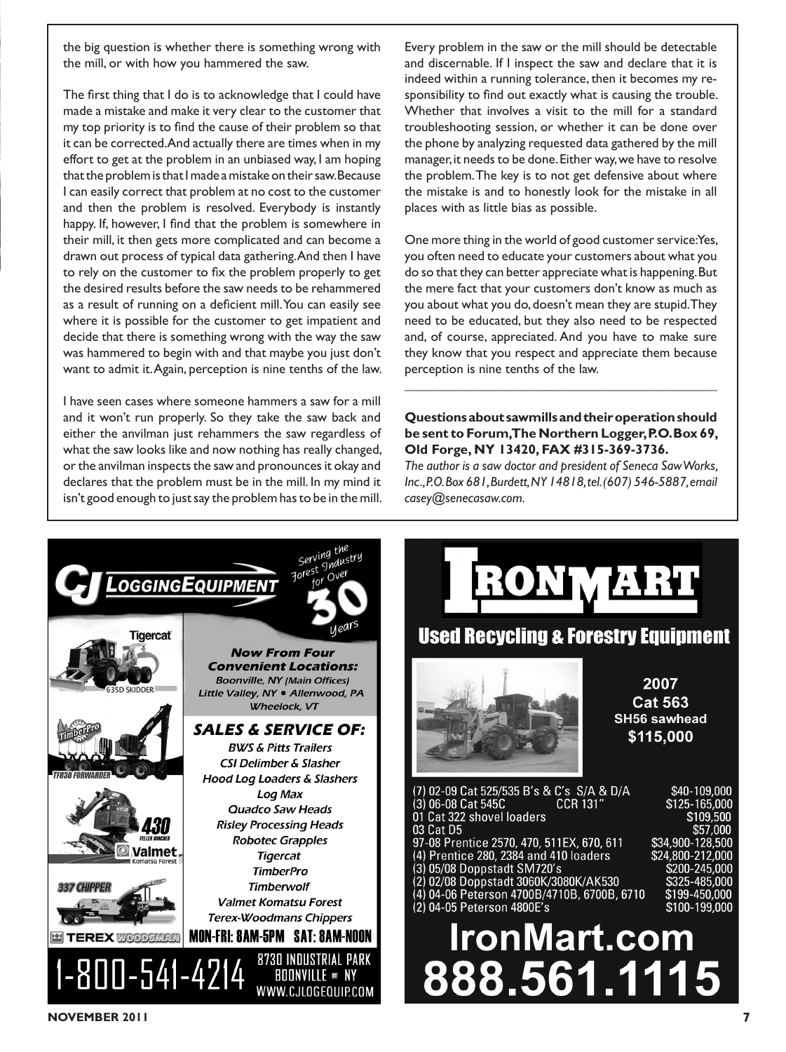the big question is whether there is something wrong with the mill, or with how you hammered the saw.

The first thing that I do is to acknowledge that I could have made a mistake and make it very clear to the customer that my top priority is to find the cause of their problem so that it can be corrected. And actually there are times when in my effort to get at the problem in an unbiased way, I am hoping that the problem is that I made a mistake on their saw. Because I can easily correct that problem at no cost to the customer and then the problem is resolved. Everybody is instantly happy. If, however, I find that the problem is somewhere in their mill, it then gets more complicated and can become a drawn out process of typical data gathering. And then I have to rely on the customer to fix the problem properly to get the desired results before the saw needs to be rehammered as a result of running on a deficient mill. You can easily see where it is possible for the customer to get impatient and decide that there is something wrong with the way the saw was hammered to begin with and that maybe you just don't want to admit it. Again, perception is nine tenths of the law.

I have seen cases where someone hammers a saw for a mill and it won't run properly. So they take the saw back and either the anvilman just rehammers the saw regardless of what the saw looks like and now nothing has really changed, or the anvilman inspects the saw and pronounces it okay and declares that the problem must be in the mill. In my mind it isn't good enough to just say the problem has to be in the mill. Every problem in the saw or the mill should be detectable and discernable. If I inspect the saw and declare that it is indeed within a running tolerance, then it becomes my responsibility to find out exactly what is causing the trouble. Whether that involves a visit to the mill for a standard troubleshooting session, or whether it can be done over the phone by analyzing requested data gathered by the mill manager, it needs to be done. Either way, we have to resolve the problem. The key is to not get defensive about where the mistake is and to honestly look for the mistake in all places with as little bias as possible.

One more thing in the world of good customer service: Yes, you often need to educate your customers about what you do so that they can better appreciate what is happening. But the mere fact that your customers don't know as much as you about what you do, doesn't mean they are stupid. They need to be educated, but they also need to be respected and, of course, appreciated. And you have to make sure they know that you respect and appreciate them because perception is nine tenths of the law.

---

**Questions about sawmills and their operation should be sent to Forum, The Northern Logger, P.O. Box 69, Old Forge, NY 13420, FAX #315-369-3736.**

*The author is a saw doctor and president of Seneca Saw Works, Inc., P.O. Box 681, Burdett, NY 14818, tel. (607) 546-5887, email casey@senecasaw.com.*

---

**CJ LOGGING EQUIPMENT**

*Serving the Forest Industry for Over 30 Years*

Tigercat 635D SKIDDER

TimberPro TF830 FORWARDER

430 FELLER BUNCHER

Valmet Komatsu Forest

337 CHIPPER

TEREX WOODSMAN

***Now From Four Convenient Locations:***

*Boonville, NY (Main Offices)*
*Little Valley, NY • Allenwood, PA*
*Wheelock, VT*

***SALES & SERVICE OF:***

*BWS & Pitts Trailers*
*CSI Delimber & Slasher*
*Hood Log Loaders & Slashers*
*Log Max*
*Quadco Saw Heads*
*Risley Processing Heads*
*Robotec Grapples*
*Tigercat*
*TimberPro*
*Timberwolf*
*Valmet Komatsu Forest*
*Terex-Woodmans Chippers*

**MON-FRI: 8AM-5PM SAT: 8AM-NOON**

**1-800-541-4214**

8730 INDUSTRIAL PARK
BOONVILLE ■ NY
WWW.CJLOGEQUIP.COM

---

**IRONMART**

**Used Recycling & Forestry Equipment**

**2007**
**Cat 563**
**SH56 sawhead**
**$115,000**

| | |
|---|---|
| (7) 02-09 Cat 525/535 B's & C's S/A & D/A | $40-109,000 |
| (3) 06-08 Cat 545C CCR 131" | $125-165,000 |
| 01 Cat 322 shovel loaders | $109,500 |
| 03 Cat D5 | $57,000 |
| 97-08 Prentice 2570, 470, 511EX, 670, 611 | $34,900-128,500 |
| (4) Prentice 280, 2384 and 410 loaders | $24,800-212,000 |
| (3) 05/08 Doppstadt SM720's | $200-245,000 |
| (2) 02/08 Doppstadt 3060K/3080K/AK530 | $325-485,000 |
| (4) 04-06 Peterson 4700B/4710B, 6700B, 6710 | $199-450,000 |
| (2) 04-05 Peterson 4800E's | $100-199,000 |

**IronMart.com**
**888.561.1115**